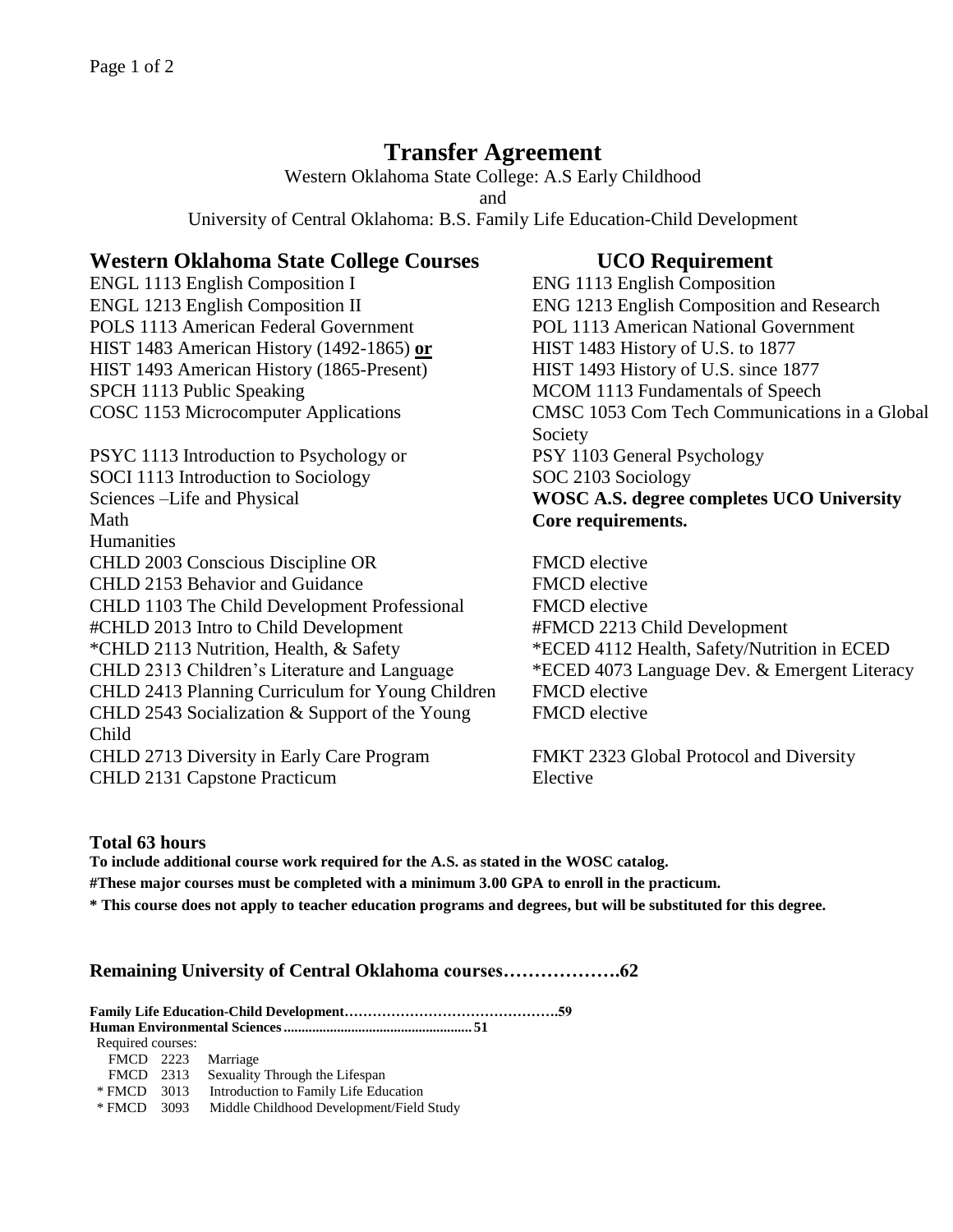# Transfer Agreement

Western Oklahoma State College: A.S Early Childhood

and

University of Central Oklahoma: B.S. Family Life Education-Child Development

| Western Oklahoma State College Courses | UCO Requirement |
|---|---|
| ENGL 1113 English Composition I | ENG 1113 English Composition |
| ENGL 1213 English Composition II | ENG 1213 English Composition and Research |
| POLS 1113 American Federal Government | POL 1113 American National Government |
| HIST 1483 American History (1492-1865) **or** | HIST 1483 History of U.S. to 1877 |
| HIST 1493 American History (1865-Present) | HIST 1493 History of U.S. since 1877 |
| SPCH 1113 Public Speaking | MCOM 1113 Fundamentals of Speech |
| COSC 1153 Microcomputer Applications | CMSC 1053 Com Tech Communications in a Global Society |
| PSYC 1113 Introduction to Psychology or | PSY 1103 General Psychology |
| SOCI 1113 Introduction to Sociology | SOC 2103 Sociology |
| Sciences –Life and Physical | **WOSC A.S. degree completes UCO University Core requirements.** |
| Math | |
| Humanities | |
| CHLD 2003 Conscious Discipline OR | FMCD elective |
| CHLD 2153 Behavior and Guidance | FMCD elective |
| CHLD 1103 The Child Development Professional | FMCD elective |
| #CHLD 2013 Intro to Child Development | #FMCD 2213 Child Development |
| *CHLD 2113 Nutrition, Health, & Safety | *ECED 4112 Health, Safety/Nutrition in ECED |
| CHLD 2313 Children's Literature and Language | *ECED 4073 Language Dev. & Emergent Literacy |
| CHLD 2413 Planning Curriculum for Young Children | FMCD elective |
| CHLD 2543 Socialization & Support of the Young Child | FMCD elective |
| CHLD 2713 Diversity in Early Care Program | FMKT 2323 Global Protocol and Diversity |
| CHLD 2131 Capstone Practicum | Elective |

**Total 63 hours**

**To include additional course work required for the A.S. as stated in the WOSC catalog.**

**#These major courses must be completed with a minimum 3.00 GPA to enroll in the practicum.**

**\* This course does not apply to teacher education programs and degrees, but will be substituted for this degree.**

## Remaining University of Central Oklahoma courses……………….62

**Family Life Education-Child Development……………………………………….59**

**Human Environmental Sciences.................................................... 51**

Required courses:

- FMCD 2223 Marriage
- FMCD 2313 Sexuality Through the Lifespan
- \* FMCD 3013 Introduction to Family Life Education
- \* FMCD 3093 Middle Childhood Development/Field Study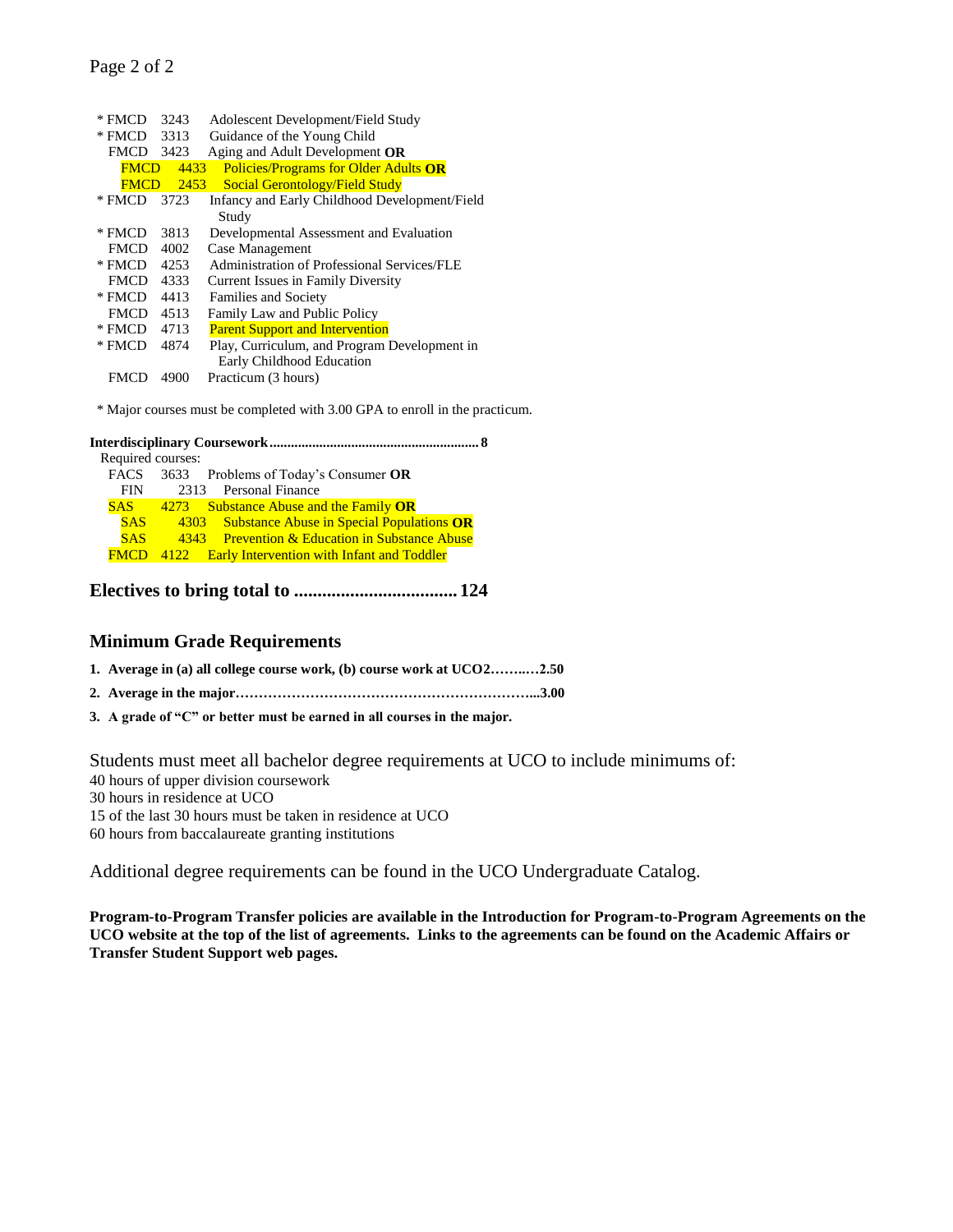| | | |
|---|---|---|
| * FMCD | 3243 | Adolescent Development/Field Study |
| * FMCD | 3313 | Guidance of the Young Child |
| FMCD | 3423 | Aging and Adult Development **OR** |
| FMCD | 4433 | Policies/Programs for Older Adults **OR** |
| FMCD | 2453 | Social Gerontology/Field Study |
| * FMCD | 3723 | Infancy and Early Childhood Development/Field Study |
| * FMCD | 3813 | Developmental Assessment and Evaluation |
| FMCD | 4002 | Case Management |
| * FMCD | 4253 | Administration of Professional Services/FLE |
| FMCD | 4333 | Current Issues in Family Diversity |
| * FMCD | 4413 | Families and Society |
| FMCD | 4513 | Family Law and Public Policy |
| * FMCD | 4713 | Parent Support and Intervention |
| * FMCD | 4874 | Play, Curriculum, and Program Development in Early Childhood Education |
| FMCD | 4900 | Practicum (3 hours) |

* Major courses must be completed with 3.00 GPA to enroll in the practicum.

**Interdisciplinary Coursework............................................................ 8**

Required courses:

| | | |
|---|---|---|
| FACS | 3633 | Problems of Today's Consumer **OR** |
| FIN | 2313 | Personal Finance |
| SAS | 4273 | Substance Abuse and the Family **OR** |
| SAS | 4303 | Substance Abuse in Special Populations **OR** |
| SAS | 4343 | Prevention & Education in Substance Abuse |
| FMCD | 4122 | Early Intervention with Infant and Toddler |

## Electives to bring total to ................................... 124

## Minimum Grade Requirements

1. **Average in (a) all college course work, (b) course work at UCO2……..…2.50**
2. **Average in the major…………………………………………………………...3.00**
3. **A grade of "C" or better must be earned in all courses in the major.**

Students must meet all bachelor degree requirements at UCO to include minimums of:
40 hours of upper division coursework
30 hours in residence at UCO
15 of the last 30 hours must be taken in residence at UCO
60 hours from baccalaureate granting institutions

Additional degree requirements can be found in the UCO Undergraduate Catalog.

**Program-to-Program Transfer policies are available in the Introduction for Program-to-Program Agreements on the UCO website at the top of the list of agreements. Links to the agreements can be found on the Academic Affairs or Transfer Student Support web pages.**